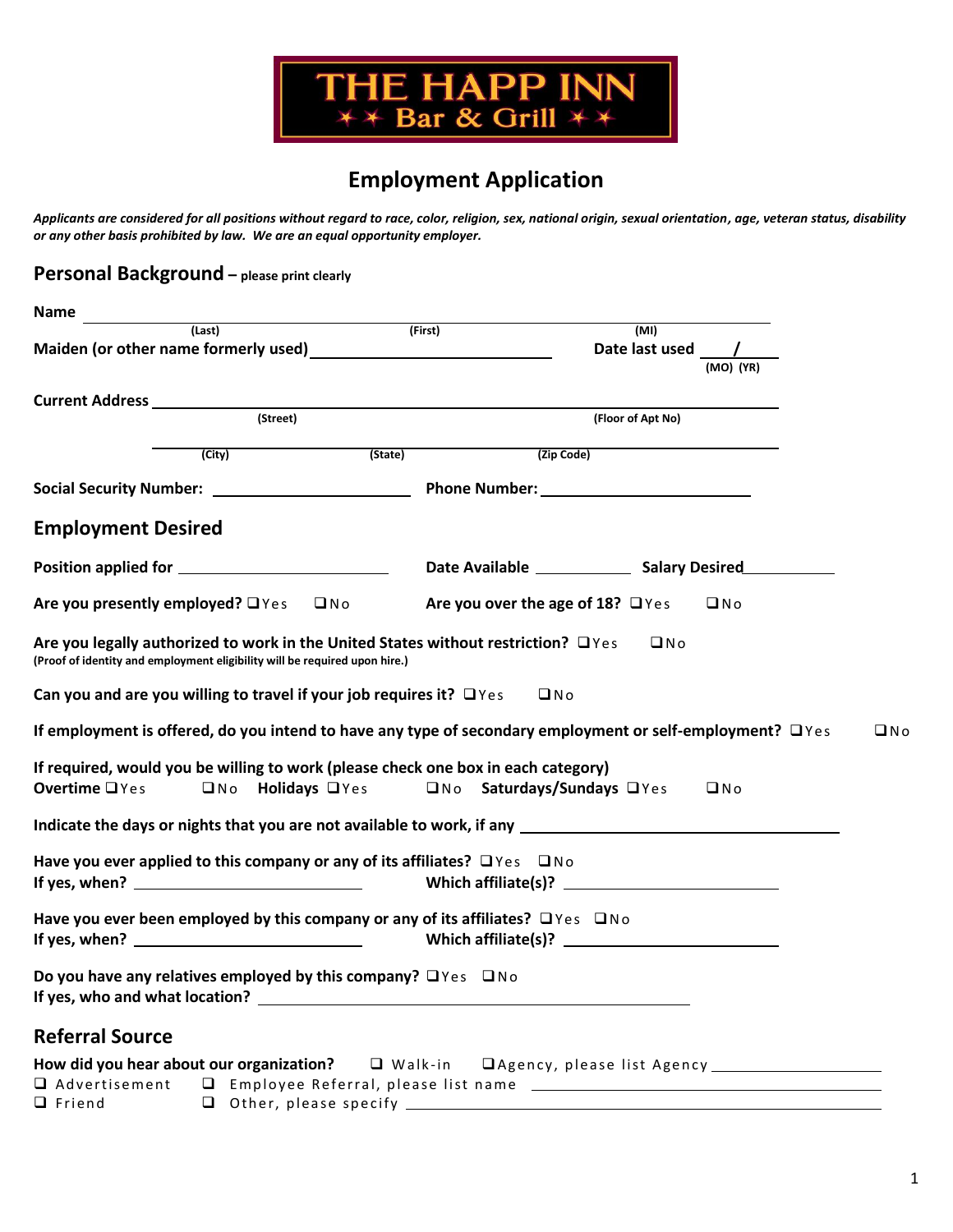# THE HAPP INN
## Bar & Grill

## Employment Application

*Applicants are considered for all positions without regard to race, color, religion, sex, national origin, sexual orientation, age, veteran status, disability or any other basis prohibited by law. We are an equal opportunity employer.*

### Personal Background – please print clearly

**Name** ______________________________________________
(Last) (First) (MI)

**Maiden (or other name formerly used)** ____________________ **Date last used** ___/___
(MO) (YR)

**Current Address** ______________________________________________
(Street) (Floor of Apt No)

______________________________________________
(City) (State) (Zip Code)

**Social Security Number:** ____________________ **Phone Number:** ____________________

### Employment Desired

**Position applied for** ____________________ **Date Available** __________ **Salary Desired** __________

**Are you presently employed?** ❑ Yes ❑ No **Are you over the age of 18?** ❑ Yes ❑ No

**Are you legally authorized to work in the United States without restriction?** ❑ Yes ❑ No
**(Proof of identity and employment eligibility will be required upon hire.)**

**Can you and are you willing to travel if your job requires it?** ❑ Yes ❑ No

**If employment is offered, do you intend to have any type of secondary employment or self-employment?** ❑ Yes ❑ No

**If required, would you be willing to work (please check one box in each category)**
**Overtime** ❑ Yes ❑ No **Holidays** ❑ Yes ❑ No **Saturdays/Sundays** ❑ Yes ❑ No

**Indicate the days or nights that you are not available to work, if any** ______________________________

**Have you ever applied to this company or any of its affiliates?** ❑ Yes ❑ No
**If yes, when?** ____________________ **Which affiliate(s)?** ____________________

**Have you ever been employed by this company or any of its affiliates?** ❑ Yes ❑ No
**If yes, when?** ____________________ **Which affiliate(s)?** ____________________

**Do you have any relatives employed by this company?** ❑ Yes ❑ No
**If yes, who and what location?** ______________________________

### Referral Source

**How did you hear about our organization?** ❑ Walk-in ❑ Agency, please list Agency ____________________
❑ Advertisement ❑ Employee Referral, please list name ______________________________
❑ Friend ❑ Other, please specify ______________________________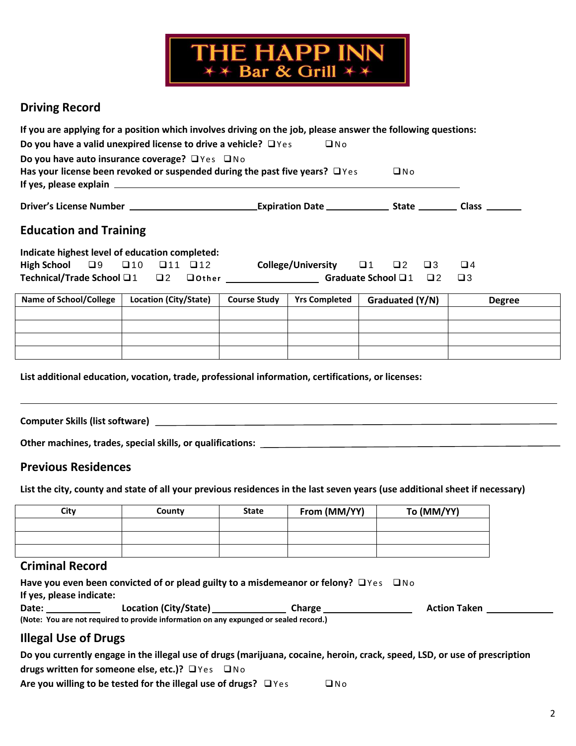# THE HAPP INN
**Bar & Grill**

## Driving Record

**If you are applying for a position which involves driving on the job, please answer the following questions:**

**Do you have a valid unexpired license to drive a vehicle?** ❑ Yes ❑ No

**Do you have auto insurance coverage?** ❑ Yes ❑ No

**Has your license been revoked or suspended during the past five years?** ❑ Yes ❑ No

**If yes, please explain** ______________________________

**Driver's License Number** ______________ **Expiration Date** __________ **State** ______ **Class** ______

## Education and Training

**Indicate highest level of education completed:**

**High School** ❑ 9 ❑ 10 ❑ 11 ❑ 12 **College/University** ❑ 1 ❑ 2 ❑ 3 ❑ 4

**Technical/Trade School** ❑ 1 ❑ 2 ❑ **Other** ______________ **Graduate School** ❑ 1 ❑ 2 ❑ 3

| Name of School/College | Location (City/State) | Course Study | Yrs Completed | Graduated (Y/N) | Degree |
|---|---|---|---|---|---|
| | | | | | |
| | | | | | |
| | | | | | |
| | | | | | |

**List additional education, vocation, trade, professional information, certifications, or licenses:**

______________________________

**Computer Skills (list software)** ______________________________

**Other machines, trades, special skills, or qualifications:** ______________________________

## Previous Residences

**List the city, county and state of all your previous residences in the last seven years (use additional sheet if necessary)**

| City | County | State | From (MM/YY) | To (MM/YY) |
|---|---|---|---|---|
| | | | | |
| | | | | |
| | | | | |

## Criminal Record

**Have you even been convicted of or plead guilty to a misdemeanor or felony?** ❑ Yes ❑ No

**If yes, please indicate:**

**Date:** __________ **Location (City/State)** __________ **Charge** ______________ **Action Taken** __________

**(Note: You are not required to provide information on any expunged or sealed record.)**

## Illegal Use of Drugs

**Do you currently engage in the illegal use of drugs (marijuana, cocaine, heroin, crack, speed, LSD, or use of prescription drugs written for someone else, etc.)?** ❑ Yes ❑ No

**Are you willing to be tested for the illegal use of drugs?** ❑ Yes ❑ No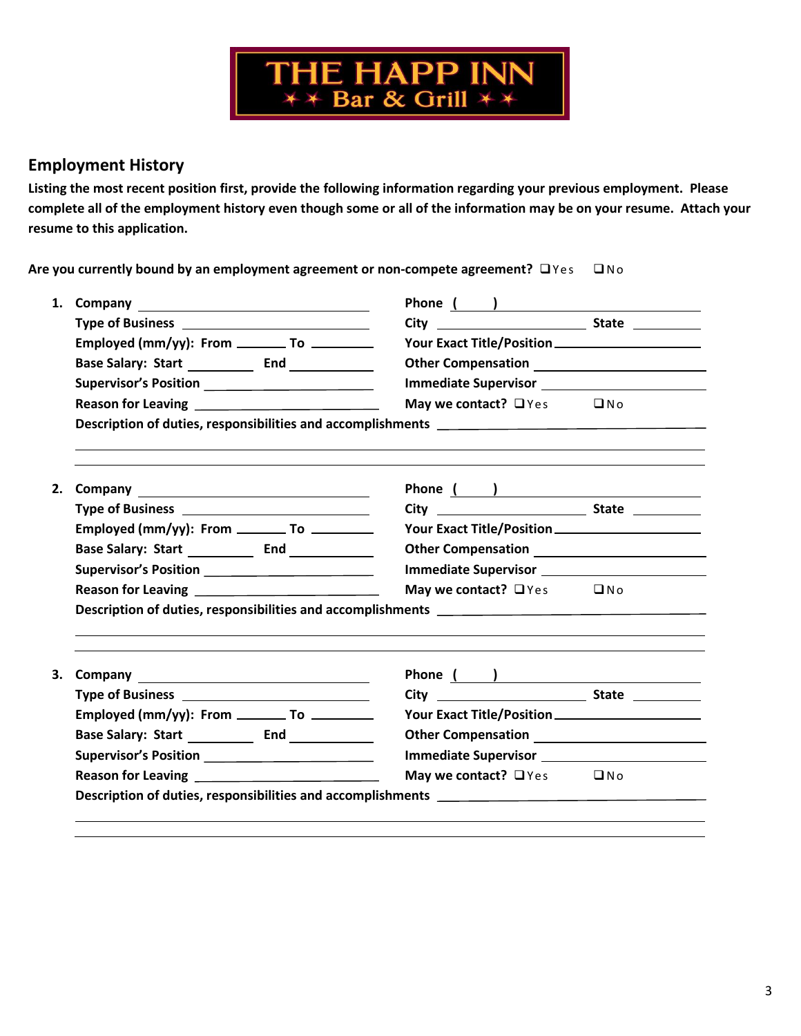# THE HAPP INN
**Bar & Grill**

## Employment History

**Listing the most recent position first, provide the following information regarding your previous employment. Please complete all of the employment history even though some or all of the information may be on your resume. Attach your resume to this application.**

**Are you currently bound by an employment agreement or non-compete agreement?** ❑ Yes ❑ No

1. **Company** ______________________ **Phone** ( ) ______________________
   **Type of Business** ______________________ **City** ______________ **State** ________
   **Employed (mm/yy): From** _______ **To** ________ **Your Exact Title/Position** ______________________
   **Base Salary: Start** ________ **End** ________ **Other Compensation** ______________________
   **Supervisor's Position** ______________________ **Immediate Supervisor** ______________________
   **Reason for Leaving** ______________________ **May we contact?** ❑ Yes ❑ No
   **Description of duties, responsibilities and accomplishments** ______________________

2. **Company** ______________________ **Phone** ( ) ______________________
   **Type of Business** ______________________ **City** ______________ **State** ________
   **Employed (mm/yy): From** _______ **To** ________ **Your Exact Title/Position** ______________________
   **Base Salary: Start** ________ **End** ________ **Other Compensation** ______________________
   **Supervisor's Position** ______________________ **Immediate Supervisor** ______________________
   **Reason for Leaving** ______________________ **May we contact?** ❑ Yes ❑ No
   **Description of duties, responsibilities and accomplishments** ______________________

3. **Company** ______________________ **Phone** ( ) ______________________
   **Type of Business** ______________________ **City** ______________ **State** ________
   **Employed (mm/yy): From** _______ **To** ________ **Your Exact Title/Position** ______________________
   **Base Salary: Start** ________ **End** ________ **Other Compensation** ______________________
   **Supervisor's Position** ______________________ **Immediate Supervisor** ______________________
   **Reason for Leaving** ______________________ **May we contact?** ❑ Yes ❑ No
   **Description of duties, responsibilities and accomplishments** ______________________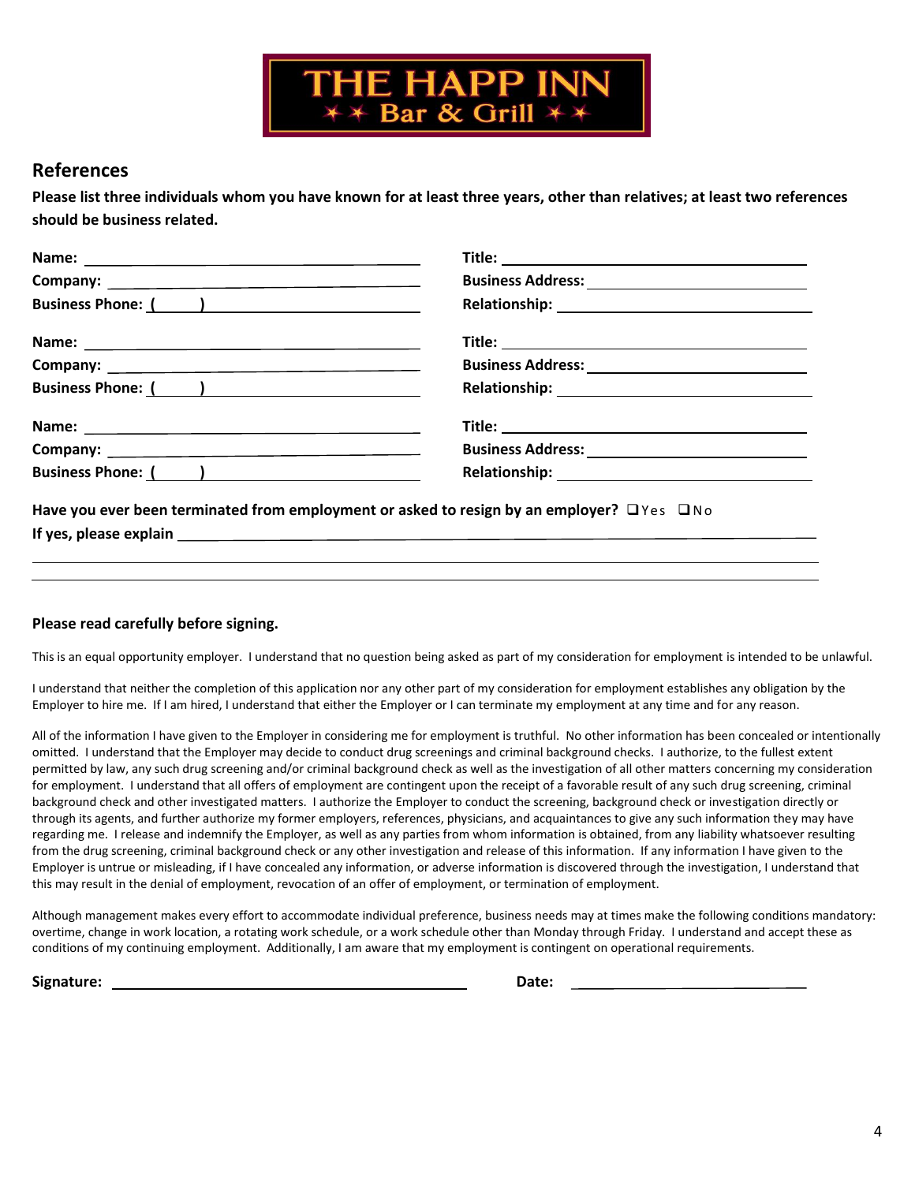THE HAPP INN
Bar & Grill

## References

**Please list three individuals whom you have known for at least three years, other than relatives; at least two references should be business related.**

**Name:** ______________________________ **Title:** ______________________________
**Company:** ______________________________ **Business Address:** ______________________________
**Business Phone:** ( ) ______________________________ **Relationship:** ______________________________

**Name:** ______________________________ **Title:** ______________________________
**Company:** ______________________________ **Business Address:** ______________________________
**Business Phone:** ( ) ______________________________ **Relationship:** ______________________________

**Name:** ______________________________ **Title:** ______________________________
**Company:** ______________________________ **Business Address:** ______________________________
**Business Phone:** ( ) ______________________________ **Relationship:** ______________________________

**Have you ever been terminated from employment or asked to resign by an employer?** ❑ Yes ❑ No

**If yes, please explain** ______________________________________________________________

______________________________________________________________

______________________________________________________________

**Please read carefully before signing.**

This is an equal opportunity employer. I understand that no question being asked as part of my consideration for employment is intended to be unlawful.

I understand that neither the completion of this application nor any other part of my consideration for employment establishes any obligation by the Employer to hire me. If I am hired, I understand that either the Employer or I can terminate my employment at any time and for any reason.

All of the information I have given to the Employer in considering me for employment is truthful. No other information has been concealed or intentionally omitted. I understand that the Employer may decide to conduct drug screenings and criminal background checks. I authorize, to the fullest extent permitted by law, any such drug screening and/or criminal background check as well as the investigation of all other matters concerning my consideration for employment. I understand that all offers of employment are contingent upon the receipt of a favorable result of any such drug screening, criminal background check and other investigated matters. I authorize the Employer to conduct the screening, background check or investigation directly or through its agents, and further authorize my former employers, references, physicians, and acquaintances to give any such information they may have regarding me. I release and indemnify the Employer, as well as any parties from whom information is obtained, from any liability whatsoever resulting from the drug screening, criminal background check or any other investigation and release of this information. If any information I have given to the Employer is untrue or misleading, if I have concealed any information, or adverse information is discovered through the investigation, I understand that this may result in the denial of employment, revocation of an offer of employment, or termination of employment.

Although management makes every effort to accommodate individual preference, business needs may at times make the following conditions mandatory: overtime, change in work location, a rotating work schedule, or a work schedule other than Monday through Friday. I understand and accept these as conditions of my continuing employment. Additionally, I am aware that my employment is contingent on operational requirements.

**Signature:** ______________________________ **Date:** ______________________